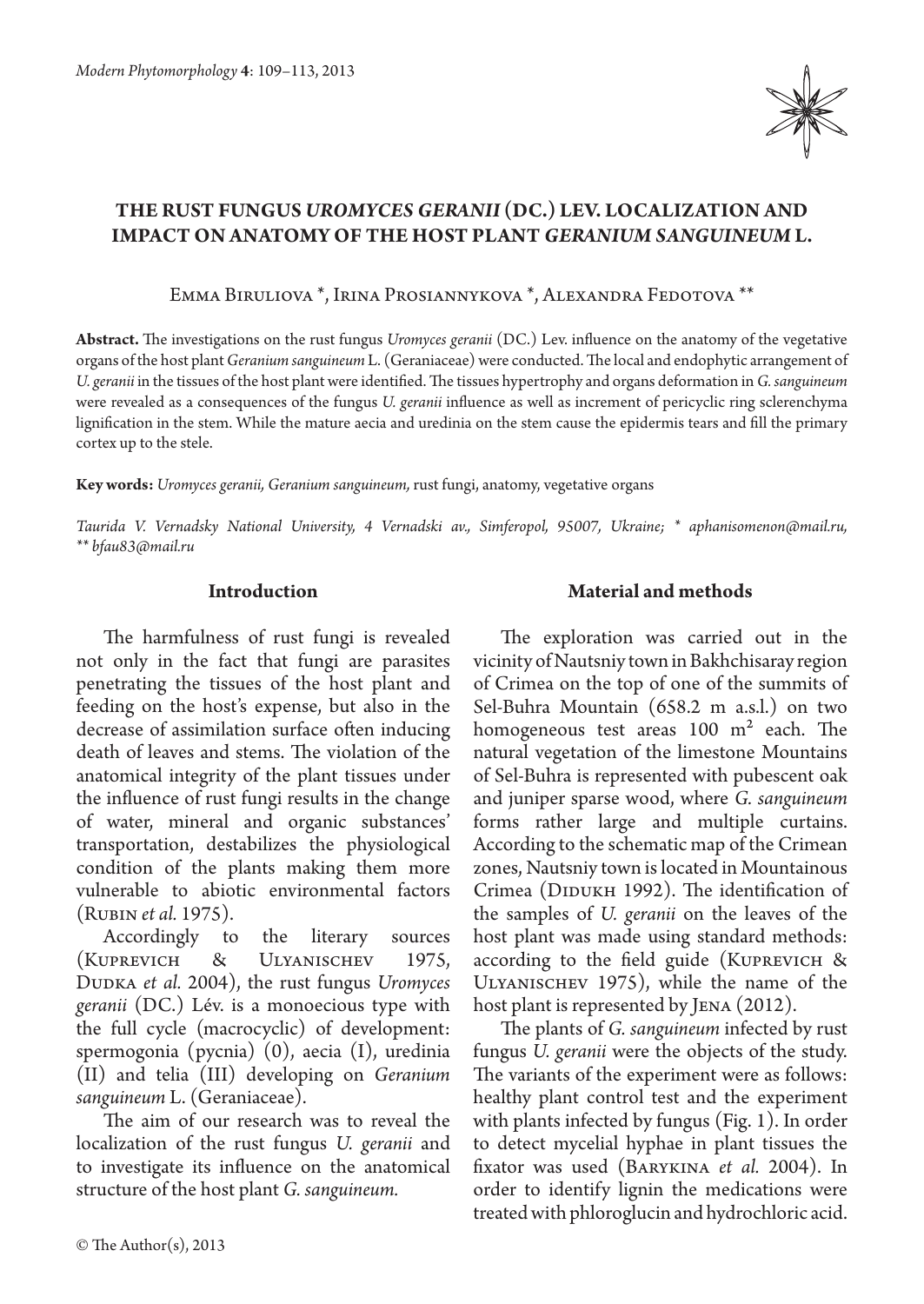# THE RUST FUNGUS *UROMYCES GERANII* (DC.) LEV. LOCALIZATION AND IMPACT ON ANATOMY OF THE HOST PLANT *GERANIUM SANGUINEUM* L.

Emma Biruliova *, Irina Prosiannykova *, Alexandra Fedotova **

**Abstract.** The investigations on the rust fungus *Uromyces geranii* (DC.) Lev. influence on the anatomy of the vegetative organs of the host plant *Geranium sanguineum* L. (Geraniaceae) were conducted. The local and endophytic arrangement of *U. geranii* in the tissues of the host plant were identified. The tissues hypertrophy and organs deformation in *G. sanguineum* were revealed as a consequences of the fungus *U. geranii* influence as well as increment of pericyclic ring sclerenchyma lignification in the stem. While the mature aecia and uredinia on the stem cause the epidermis tears and fill the primary cortex up to the stele.

**Key words:** *Uromyces geranii, Geranium sanguineum,* rust fungi, anatomy, vegetative organs

*Taurida V. Vernadsky National University, 4 Vernadski av., Simferopol, 95007, Ukraine; * aphanisomenon@mail.ru, ** bfau83@mail.ru*

## Introduction

The harmfulness of rust fungi is revealed not only in the fact that fungi are parasites penetrating the tissues of the host plant and feeding on the host's expense, but also in the decrease of assimilation surface often inducing death of leaves and stems. The violation of the anatomical integrity of the plant tissues under the influence of rust fungi results in the change of water, mineral and organic substances' transportation, destabilizes the physiological condition of the plants making them more vulnerable to abiotic environmental factors (Rubin *et al.* 1975).

Accordingly to the literary sources (Kuprevich & Ulyanischev 1975, Dudka *et al.* 2004), the rust fungus *Uromyces geranii* (DC.) Lév. is a monoecious type with the full cycle (macrocyclic) of development: spermogonia (pycnia) (0), aecia (I), uredinia (II) and telia (III) developing on *Geranium sanguineum* L. (Geraniaceae).

The aim of our research was to reveal the localization of the rust fungus *U. geranii* and to investigate its influence on the anatomical structure of the host plant *G. sanguineum.*

## Material and methods

The exploration was carried out in the vicinity of Nautsniy town in Bakhchisaray region of Crimea on the top of one of the summits of Sel-Buhra Mountain (658.2 m a.s.l.) on two homogeneous test areas 100 m² each. The natural vegetation of the limestone Mountains of Sel-Buhra is represented with pubescent oak and juniper sparse wood, where *G. sanguineum* forms rather large and multiple curtains. According to the schematic map of the Crimean zones, Nautsniy town is located in Mountainous Crimea (Didukh 1992). The identification of the samples of *U. geranii* on the leaves of the host plant was made using standard methods: according to the field guide (Kuprevich & Ulyanischev 1975), while the name of the host plant is represented by Jena (2012).

The plants of *G. sanguineum* infected by rust fungus *U. geranii* were the objects of the study. The variants of the experiment were as follows: healthy plant control test and the experiment with plants infected by fungus (Fig. 1). In order to detect mycelial hyphae in plant tissues the fixator was used (Barykina *et al.* 2004). In order to identify lignin the medications were treated with phloroglucin and hydrochloric acid.

© The Author(s), 2013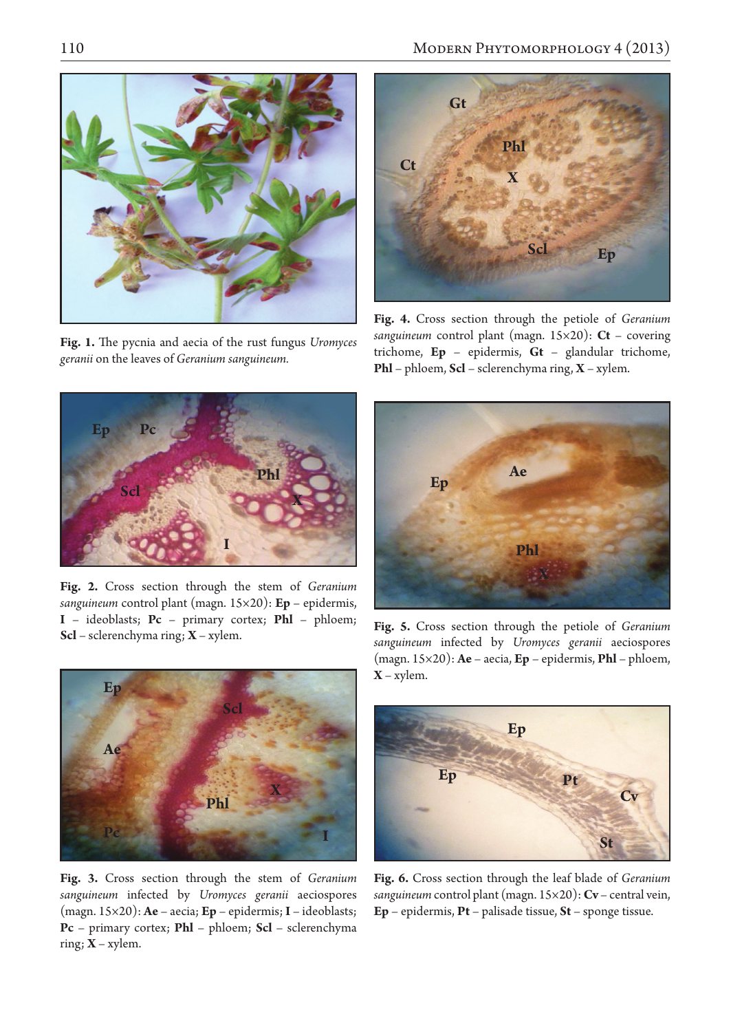**Fig. 1.** The pycnia and aecia of the rust fungus *Uromyces geranii* on the leaves of *Geranium sanguineum.*

**Fig. 4.** Cross section through the petiole of *Geranium sanguineum* control plant (magn. 15×20): **Ct** – covering trichome, **Ep** – epidermis, **Gt** – glandular trichome, **Phl** – phloem, **Scl** – sclerenchyma ring, **X** – xylem.

**Fig. 2.** Cross section through the stem of *Geranium sanguineum* control plant (magn. 15×20): **Ep** – epidermis, **I** – ideoblasts; **Pc** – primary cortex; **Phl** – phloem; **Scl** – sclerenchyma ring; **X** – xylem.

**Fig. 5.** Cross section through the petiole of *Geranium sanguineum* infected by *Uromyces geranii* aeciospores (magn. 15×20): **Ae** – aecia, **Ep** – epidermis, **Phl** – phloem, **X** – xylem.

**Fig. 3.** Cross section through the stem of *Geranium sanguineum* infected by *Uromyces geranii* aeciospores (magn. 15×20): **Ae** – aecia; **Ep** – epidermis; **I** – ideoblasts; **Pc** – primary cortex; **Phl** – phloem; **Scl** – sclerenchyma ring; **X** – xylem.

**Fig. 6.** Cross section through the leaf blade of *Geranium sanguineum* control plant (magn. 15×20): **Cv** – central vein, **Ep** – epidermis, **Pt** – palisade tissue, **St** – sponge tissue.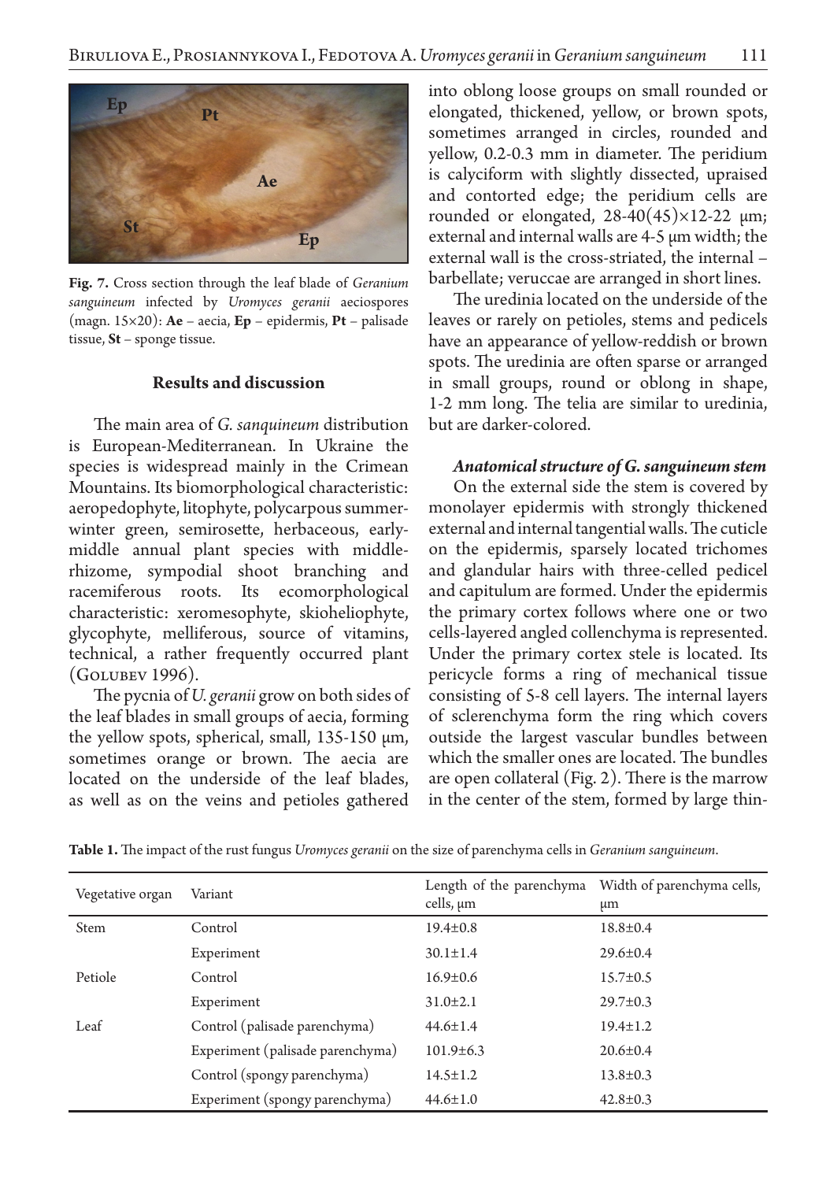**Fig. 7.** Cross section through the leaf blade of *Geranium sanguineum* infected by *Uromyces geranii* aeciospores (magn. 15×20): **Ae** – aecia, **Ep** – epidermis, **Pt** – palisade tissue, **St** – sponge tissue.

## Results and discussion

The main area of *G. sanquineum* distribution is European-Mediterranean. In Ukraine the species is widespread mainly in the Crimean Mountains. Its biomorphological characteristic: aeropedophyte, litophyte, polycarpous summer-winter green, semirosette, herbaceous, early-middle annual plant species with middle-rhizome, sympodial shoot branching and racemiferous roots. Its ecomorphological characteristic: xeromesophyte, skioheliophyte, glycophyte, melliferous, source of vitamins, technical, a rather frequently occurred plant (Golubev 1996).

The pycnia of *U. geranii* grow on both sides of the leaf blades in small groups of aecia, forming the yellow spots, spherical, small, 135-150 μm, sometimes orange or brown. The aecia are located on the underside of the leaf blades, as well as on the veins and petioles gathered into oblong loose groups on small rounded or elongated, thickened, yellow, or brown spots, sometimes arranged in circles, rounded and yellow, 0.2-0.3 mm in diameter. The peridium is calyciform with slightly dissected, upraised and contorted edge; the peridium cells are rounded or elongated, 28-40(45)×12-22 μm; external and internal walls are 4-5 μm width; the external wall is the cross-striated, the internal – barbellate; veruccae are arranged in short lines.

The uredinia located on the underside of the leaves or rarely on petioles, stems and pedicels have an appearance of yellow-reddish or brown spots. The uredinia are often sparse or arranged in small groups, round or oblong in shape, 1-2 mm long. The telia are similar to uredinia, but are darker-colored.

### *Anatomical structure of G. sanguineum stem*

On the external side the stem is covered by monolayer epidermis with strongly thickened external and internal tangential walls. The cuticle on the epidermis, sparsely located trichomes and glandular hairs with three-celled pedicel and capitulum are formed. Under the epidermis the primary cortex follows where one or two cells-layered angled collenchyma is represented. Under the primary cortex stele is located. Its pericycle forms a ring of mechanical tissue consisting of 5-8 cell layers. The internal layers of sclerenchyma form the ring which covers outside the largest vascular bundles between which the smaller ones are located. The bundles are open collateral (Fig. 2). There is the marrow in the center of the stem, formed by large thin-

**Table 1.** The impact of the rust fungus *Uromyces geranii* on the size of parenchyma cells in *Geranium sanguineum*.

| Vegetative organ | Variant | Length of the parenchyma cells, μm | Width of parenchyma cells, μm |
|---|---|---|---|
| Stem | Control | 19.4±0.8 | 18.8±0.4 |
| | Experiment | 30.1±1.4 | 29.6±0.4 |
| Petiole | Control | 16.9±0.6 | 15.7±0.5 |
| | Experiment | 31.0±2.1 | 29.7±0.3 |
| Leaf | Control (palisade parenchyma) | 44.6±1.4 | 19.4±1.2 |
| | Experiment (palisade parenchyma) | 101.9±6.3 | 20.6±0.4 |
| | Control (spongy parenchyma) | 14.5±1.2 | 13.8±0.3 |
| | Experiment (spongy parenchyma) | 44.6±1.0 | 42.8±0.3 |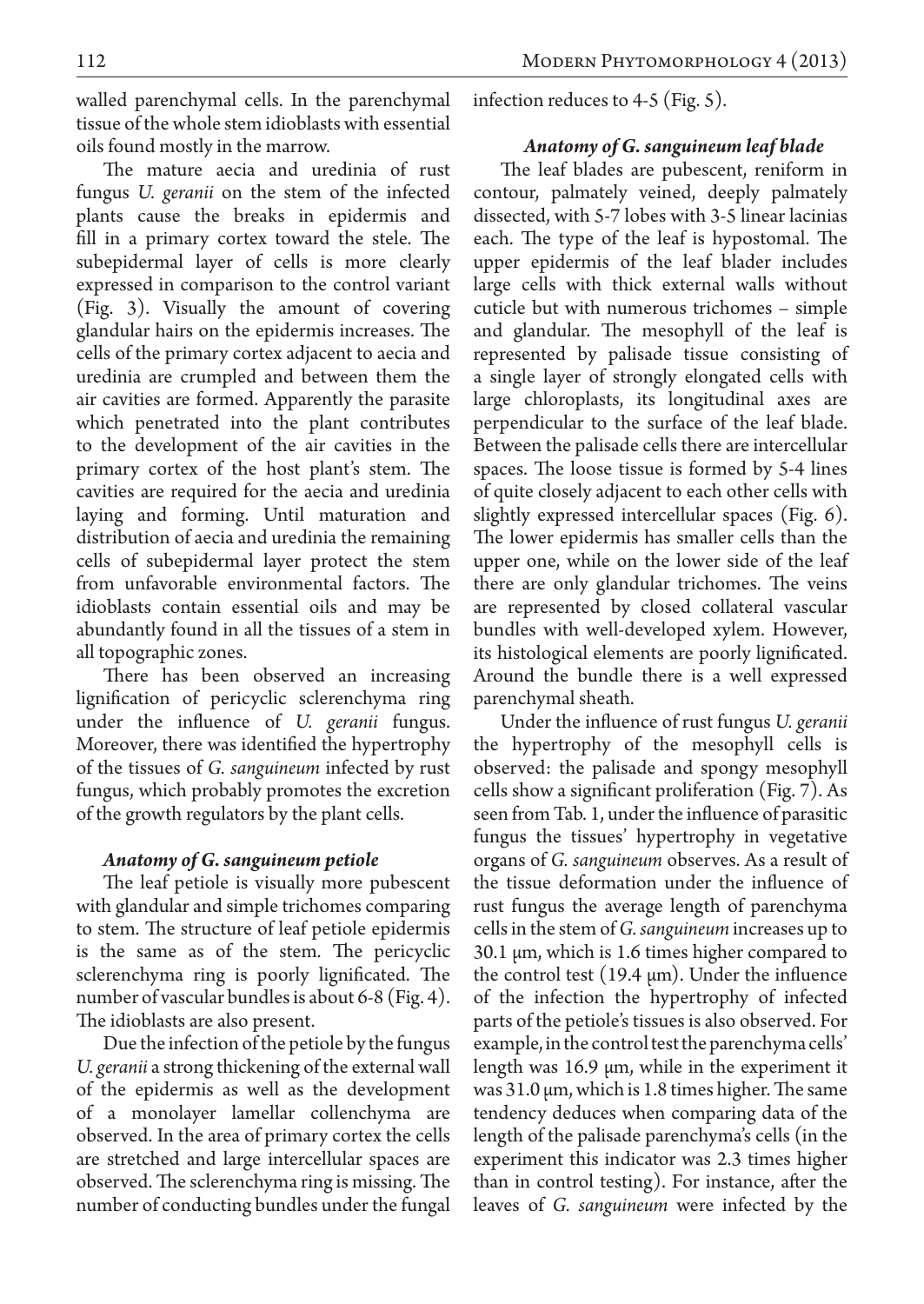walled parenchymal cells. In the parenchymal tissue of the whole stem idioblasts with essential oils found mostly in the marrow.

The mature aecia and uredinia of rust fungus *U. geranii* on the stem of the infected plants cause the breaks in epidermis and fill in a primary cortex toward the stele. The subepidermal layer of cells is more clearly expressed in comparison to the control variant (Fig. 3). Visually the amount of covering glandular hairs on the epidermis increases. The cells of the primary cortex adjacent to aecia and uredinia are crumpled and between them the air cavities are formed. Apparently the parasite which penetrated into the plant contributes to the development of the air cavities in the primary cortex of the host plant's stem. The cavities are required for the aecia and uredinia laying and forming. Until maturation and distribution of aecia and uredinia the remaining cells of subepidermal layer protect the stem from unfavorable environmental factors. The idioblasts contain essential oils and may be abundantly found in all the tissues of a stem in all topographic zones.

There has been observed an increasing lignification of pericyclic sclerenchyma ring under the influence of *U. geranii* fungus. Moreover, there was identified the hypertrophy of the tissues of *G. sanguineum* infected by rust fungus, which probably promotes the excretion of the growth regulators by the plant cells.

### *Anatomy of G. sanguineum petiole*

The leaf petiole is visually more pubescent with glandular and simple trichomes comparing to stem. The structure of leaf petiole epidermis is the same as of the stem. The pericyclic sclerenchyma ring is poorly lignificated. The number of vascular bundles is about 6-8 (Fig. 4). The idioblasts are also present.

Due the infection of the petiole by the fungus *U. geranii* a strong thickening of the external wall of the epidermis as well as the development of a monolayer lamellar collenchyma are observed. In the area of primary cortex the cells are stretched and large intercellular spaces are observed. The sclerenchyma ring is missing. The number of conducting bundles under the fungal infection reduces to 4-5 (Fig. 5).

### *Anatomy of G. sanguineum leaf blade*

The leaf blades are pubescent, reniform in contour, palmately veined, deeply palmately dissected, with 5-7 lobes with 3-5 linear lacinias each. The type of the leaf is hypostomal. The upper epidermis of the leaf blader includes large cells with thick external walls without cuticle but with numerous trichomes – simple and glandular. The mesophyll of the leaf is represented by palisade tissue consisting of a single layer of strongly elongated cells with large chloroplasts, its longitudinal axes are perpendicular to the surface of the leaf blade. Between the palisade cells there are intercellular spaces. The loose tissue is formed by 5-4 lines of quite closely adjacent to each other cells with slightly expressed intercellular spaces (Fig. 6). The lower epidermis has smaller cells than the upper one, while on the lower side of the leaf there are only glandular trichomes. The veins are represented by closed collateral vascular bundles with well-developed xylem. However, its histological elements are poorly lignificated. Around the bundle there is a well expressed parenchymal sheath.

Under the influence of rust fungus *U. geranii* the hypertrophy of the mesophyll cells is observed: the palisade and spongy mesophyll cells show a significant proliferation (Fig. 7). As seen from Tab. 1, under the influence of parasitic fungus the tissues' hypertrophy in vegetative organs of *G. sanguineum* observes. As a result of the tissue deformation under the influence of rust fungus the average length of parenchyma cells in the stem of *G. sanguineum* increases up to 30.1 μm, which is 1.6 times higher compared to the control test (19.4 μm). Under the influence of the infection the hypertrophy of infected parts of the petiole's tissues is also observed. For example, in the control test the parenchyma cells' length was 16.9 μm, while in the experiment it was 31.0 μm, which is 1.8 times higher. The same tendency deduces when comparing data of the length of the palisade parenchyma's cells (in the experiment this indicator was 2.3 times higher than in control testing). For instance, after the leaves of *G. sanguineum* were infected by the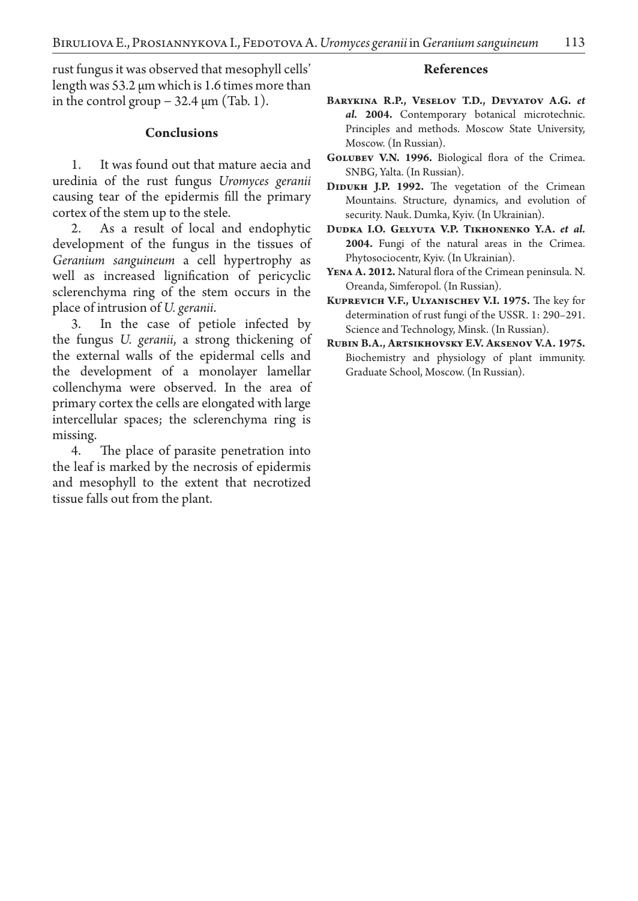rust fungus it was observed that mesophyll cells' length was 53.2 μm which is 1.6 times more than in the control group – 32.4 μm (Tab. 1).

## Conclusions

1. It was found out that mature aecia and uredinia of the rust fungus *Uromyces geranii* causing tear of the epidermis fill the primary cortex of the stem up to the stele.
2. As a result of local and endophytic development of the fungus in the tissues of *Geranium sanguineum* a cell hypertrophy as well as increased lignification of pericyclic sclerenchyma ring of the stem occurs in the place of intrusion of *U. geranii*.
3. In the case of petiole infected by the fungus *U. geranii*, a strong thickening of the external walls of the epidermal cells and the development of a monolayer lamellar collenchyma were observed. In the area of primary cortex the cells are elongated with large intercellular spaces; the sclerenchyma ring is missing.
4. The place of parasite penetration into the leaf is marked by the necrosis of epidermis and mesophyll to the extent that necrotized tissue falls out from the plant.

## References

**Barykina R.P., Veselov T.D., Devyatov A.G. *et al.* 2004.** Contemporary botanical microtechnic. Principles and methods. Moscow State University, Moscow. (In Russian).

**Golubev V.N. 1996.** Biological flora of the Crimea. SNBG, Yalta. (In Russian).

**Didukh J.P. 1992.** The vegetation of the Crimean Mountains. Structure, dynamics, and evolution of security. Nauk. Dumka, Kyiv. (In Ukrainian).

**Dudka I.O. Gelyuta V.P. Tikhonenko Y.A. *et al.* 2004.** Fungi of the natural areas in the Crimea. Phytosociocentr, Kyiv. (In Ukrainian).

**Yena A. 2012.** Natural flora of the Crimean peninsula. N. Oreanda, Simferopol. (In Russian).

**Kuprevich V.F., Ulyanischev V.I. 1975.** The key for determination of rust fungi of the USSR. 1: 290–291. Science and Technology, Minsk. (In Russian).

**Rubin B.A., Artsikhovsky E.V. Aksenov V.A. 1975.** Biochemistry and physiology of plant immunity. Graduate School, Moscow. (In Russian).